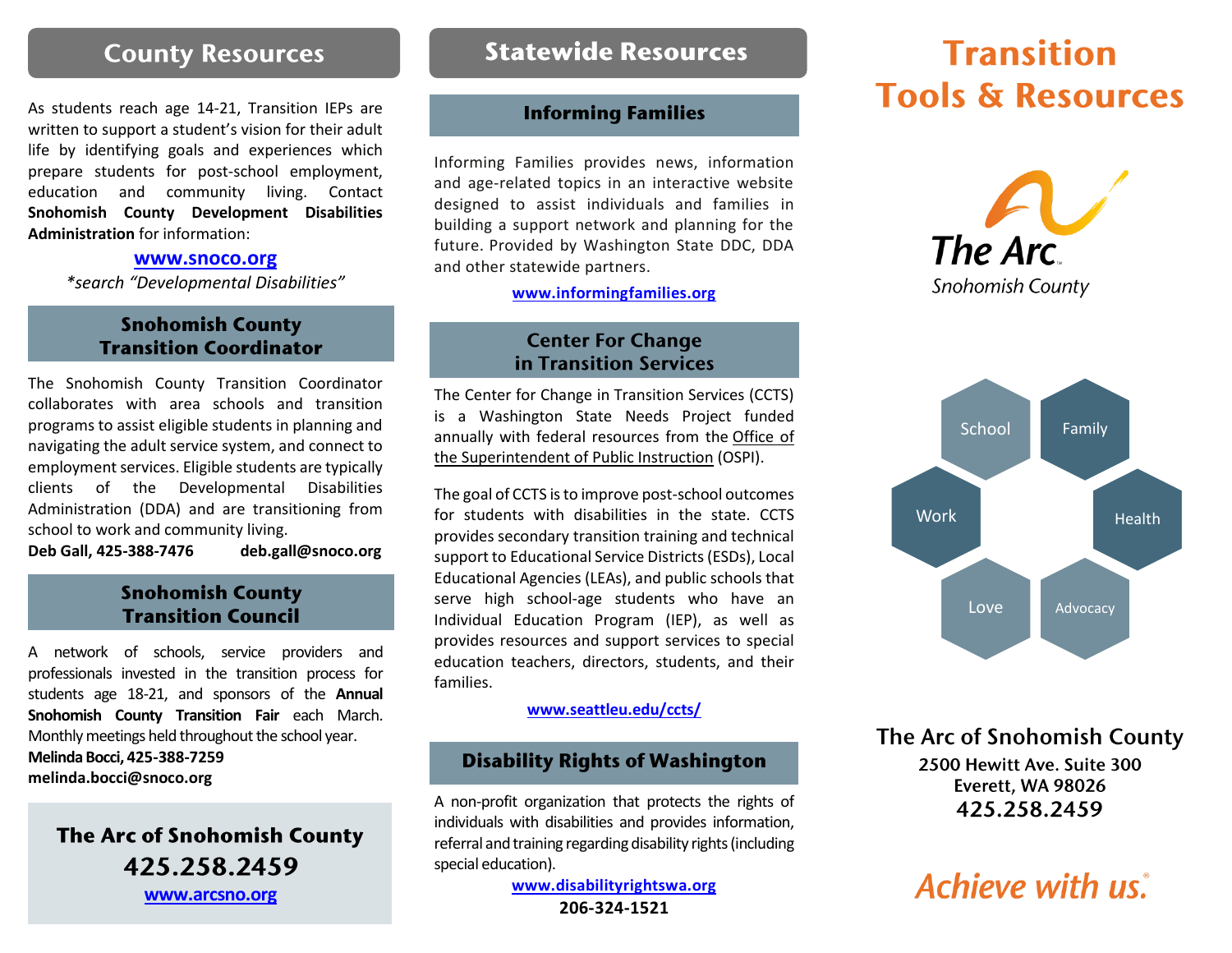## County Resources

As students reach age 14-21, Transition IEPs are written to support a student's vision for their adult life by identifying goals and experiences which prepare students for post-school employment, education and community living. Contact **Snohomish County Development Disabilities Administration** for information:

**www.snoco.org**

*\*search "Developmental Disabilities"*

### Snohomish County Transition Coordinator

The Snohomish County Transition Coordinator collaborates with area schools and transition programs to assist eligible students in planning and navigating the adult service system, and connect to employment services. Eligible students are typically clients of the Developmental Disabilities Administration (DDA) and are transitioning from school to work and community living.

**Deb Gall, 425-388-7476 deb.gall@snoco.org**

### Snohomish County Transition Council

A network of schools, service providers and professionals invested in the transition process for students age 18-21, and sponsors of the **Annual Snohomish County Transition Fair** each March. Monthly meetings held throughout the school year.

**Melinda Bocci, 425-388-7259**
**melinda.bocci@snoco.org**

**The Arc of Snohomish County**
**425.258.2459**
**www.arcsno.org**

## Statewide Resources

### Informing Families

Informing Families provides news, information and age-related topics in an interactive website designed to assist individuals and families in building a support network and planning for the future. Provided by Washington State DDC, DDA and other statewide partners.

**www.informingfamilies.org**

### Center For Change in Transition Services

The Center for Change in Transition Services (CCTS) is a Washington State Needs Project funded annually with federal resources from the Office of the Superintendent of Public Instruction (OSPI).

The goal of CCTS is to improve post-school outcomes for students with disabilities in the state. CCTS provides secondary transition training and technical support to Educational Service Districts (ESDs), Local Educational Agencies (LEAs), and public schools that serve high school-age students who have an Individual Education Program (IEP), as well as provides resources and support services to special education teachers, directors, students, and their families.

**www.seattleu.edu/ccts/**

### Disability Rights of Washington

A non-profit organization that protects the rights of individuals with disabilities and provides information, referral and training regarding disability rights (including special education).

**www.disabilityrightswa.org**
**206-324-1521**

# Transition Tools & Resources

The Arc Snohomish County

School | Family | Work | Health | Love | Advocacy

**The Arc of Snohomish County**
**2500 Hewitt Ave. Suite 300**
**Everett, WA 98026**
**425.258.2459**

*Achieve with us.®*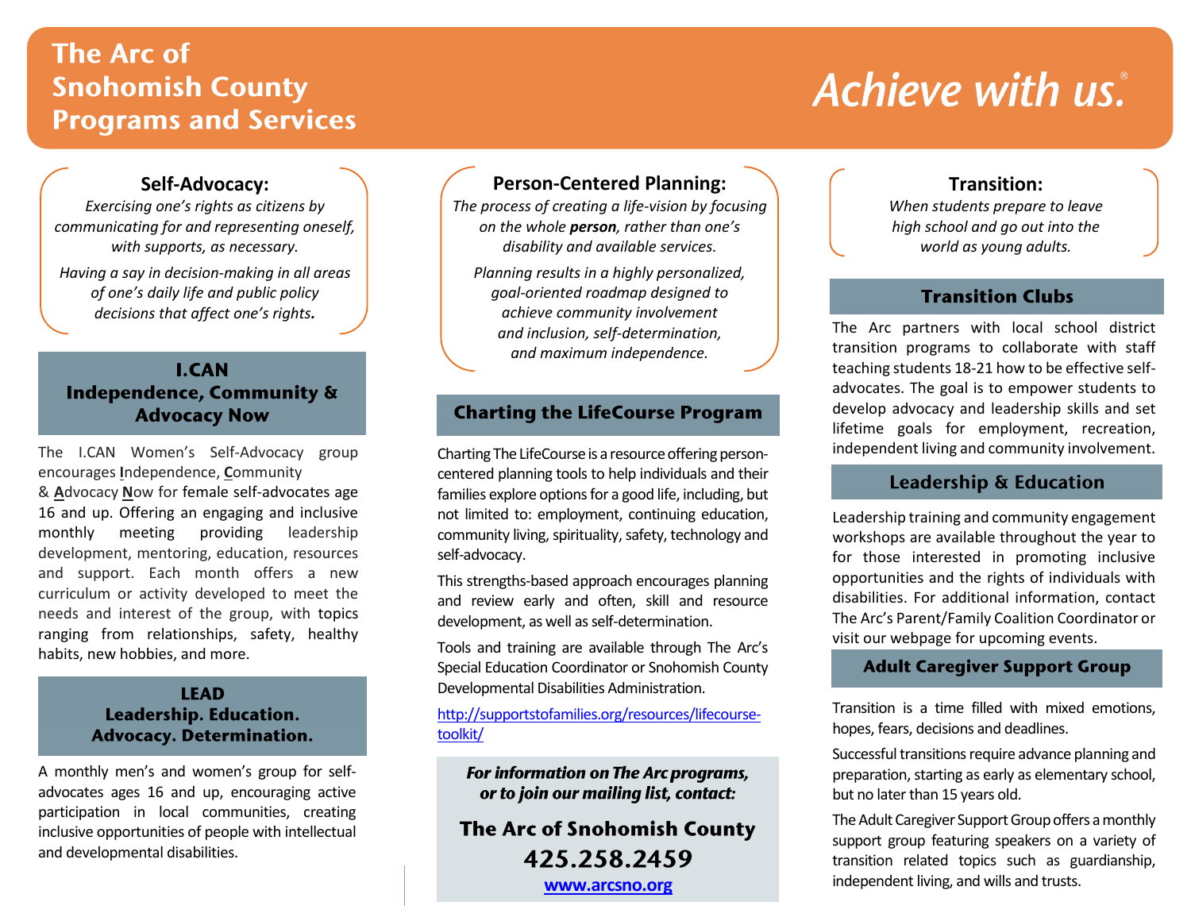# The Arc of Snohomish County Programs and Services

*Achieve with us.*®

## Self-Advocacy:

*Exercising one's rights as citizens by communicating for and representing oneself, with supports, as necessary.*

*Having a say in decision-making in all areas of one's daily life and public policy decisions that affect one's rights.*

### I.CAN Independence, Community & Advocacy Now

The I.CAN Women's Self-Advocacy group encourages **I**ndependence, **C**ommunity & **A**dvocacy **N**ow for female self-advocates age 16 and up. Offering an engaging and inclusive monthly meeting providing leadership development, mentoring, education, resources and support. Each month offers a new curriculum or activity developed to meet the needs and interest of the group, with topics ranging from relationships, safety, healthy habits, new hobbies, and more.

### LEAD Leadership. Education. Advocacy. Determination.

A monthly men's and women's group for self-advocates ages 16 and up, encouraging active participation in local communities, creating inclusive opportunities of people with intellectual and developmental disabilities.

## Person-Centered Planning:

*The process of creating a life-vision by focusing on the whole* ***person****, rather than one's disability and available services.*

*Planning results in a highly personalized, goal-oriented roadmap designed to achieve community involvement and inclusion, self-determination, and maximum independence.*

### Charting the LifeCourse Program

Charting The LifeCourse is a resource offering person-centered planning tools to help individuals and their families explore options for a good life, including, but not limited to: employment, continuing education, community living, spirituality, safety, technology and self-advocacy.

This strengths-based approach encourages planning and review early and often, skill and resource development, as well as self-determination.

Tools and training are available through The Arc's Special Education Coordinator or Snohomish County Developmental Disabilities Administration.

http://supportstofamilies.org/resources/lifecourse-toolkit/

***For information on The Arc programs, or to join our mailing list, contact:***

**The Arc of Snohomish County**
**425.258.2459**
**www.arcsno.org**

## Transition:

*When students prepare to leave high school and go out into the world as young adults.*

### Transition Clubs

The Arc partners with local school district transition programs to collaborate with staff teaching students 18-21 how to be effective self-advocates. The goal is to empower students to develop advocacy and leadership skills and set lifetime goals for employment, recreation, independent living and community involvement.

### Leadership & Education

Leadership training and community engagement workshops are available throughout the year to for those interested in promoting inclusive opportunities and the rights of individuals with disabilities. For additional information, contact The Arc's Parent/Family Coalition Coordinator or visit our webpage for upcoming events.

### Adult Caregiver Support Group

Transition is a time filled with mixed emotions, hopes, fears, decisions and deadlines.

Successful transitions require advance planning and preparation, starting as early as elementary school, but no later than 15 years old.

The Adult Caregiver Support Group offers a monthly support group featuring speakers on a variety of transition related topics such as guardianship, independent living, and wills and trusts.